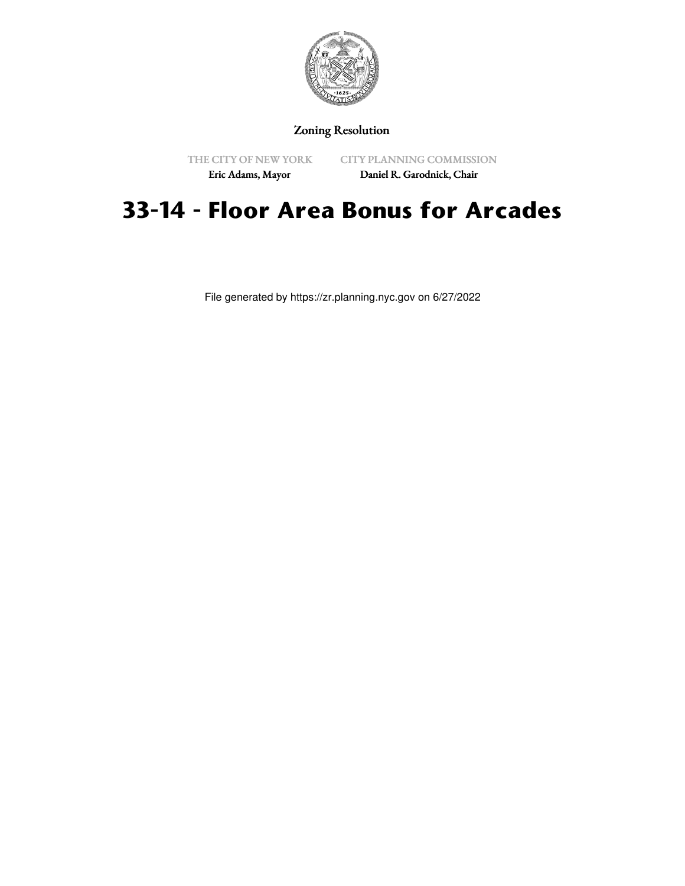Zoning Resolution

THE CITY OF NEW YORK
Eric Adams, Mayor

CITY PLANNING COMMISSION
Daniel R. Garodnick, Chair

# 33-14 - Floor Area Bonus for Arcades

File generated by https://zr.planning.nyc.gov on 6/27/2022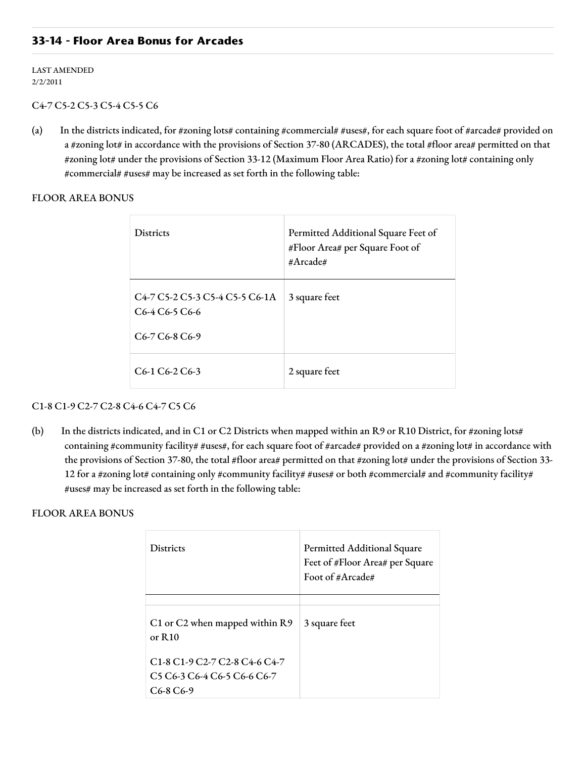## 33-14 - Floor Area Bonus for Arcades

LAST AMENDED
2/2/2011

C4-7 C5-2 C5-3 C5-4 C5-5 C6

(a) In the districts indicated, for #zoning lots# containing #commercial# #uses#, for each square foot of #arcade# provided on a #zoning lot# in accordance with the provisions of Section 37-80 (ARCADES), the total #floor area# permitted on that #zoning lot# under the provisions of Section 33-12 (Maximum Floor Area Ratio) for a #zoning lot# containing only #commercial# #uses# may be increased as set forth in the following table:

FLOOR AREA BONUS

| Districts | Permitted Additional Square Feet of #Floor Area# per Square Foot of #Arcade# |
|---|---|
| C4-7 C5-2 C5-3 C5-4 C5-5 C6-1A C6-4 C6-5 C6-6<br><br>C6-7 C6-8 C6-9 | 3 square feet |
| C6-1 C6-2 C6-3 | 2 square feet |

C1-8 C1-9 C2-7 C2-8 C4-6 C4-7 C5 C6

(b) In the districts indicated, and in C1 or C2 Districts when mapped within an R9 or R10 District, for #zoning lots# containing #community facility# #uses#, for each square foot of #arcade# provided on a #zoning lot# in accordance with the provisions of Section 37-80, the total #floor area# permitted on that #zoning lot# under the provisions of Section 33-12 for a #zoning lot# containing only #community facility# #uses# or both #commercial# and #community facility# #uses# may be increased as set forth in the following table:

FLOOR AREA BONUS

| Districts | Permitted Additional Square Feet of #Floor Area# per Square Foot of #Arcade# |
|---|---|
| | |
| C1 or C2 when mapped within R9 or R10<br><br>C1-8 C1-9 C2-7 C2-8 C4-6 C4-7 C5 C6-3 C6-4 C6-5 C6-6 C6-7 C6-8 C6-9 | 3 square feet |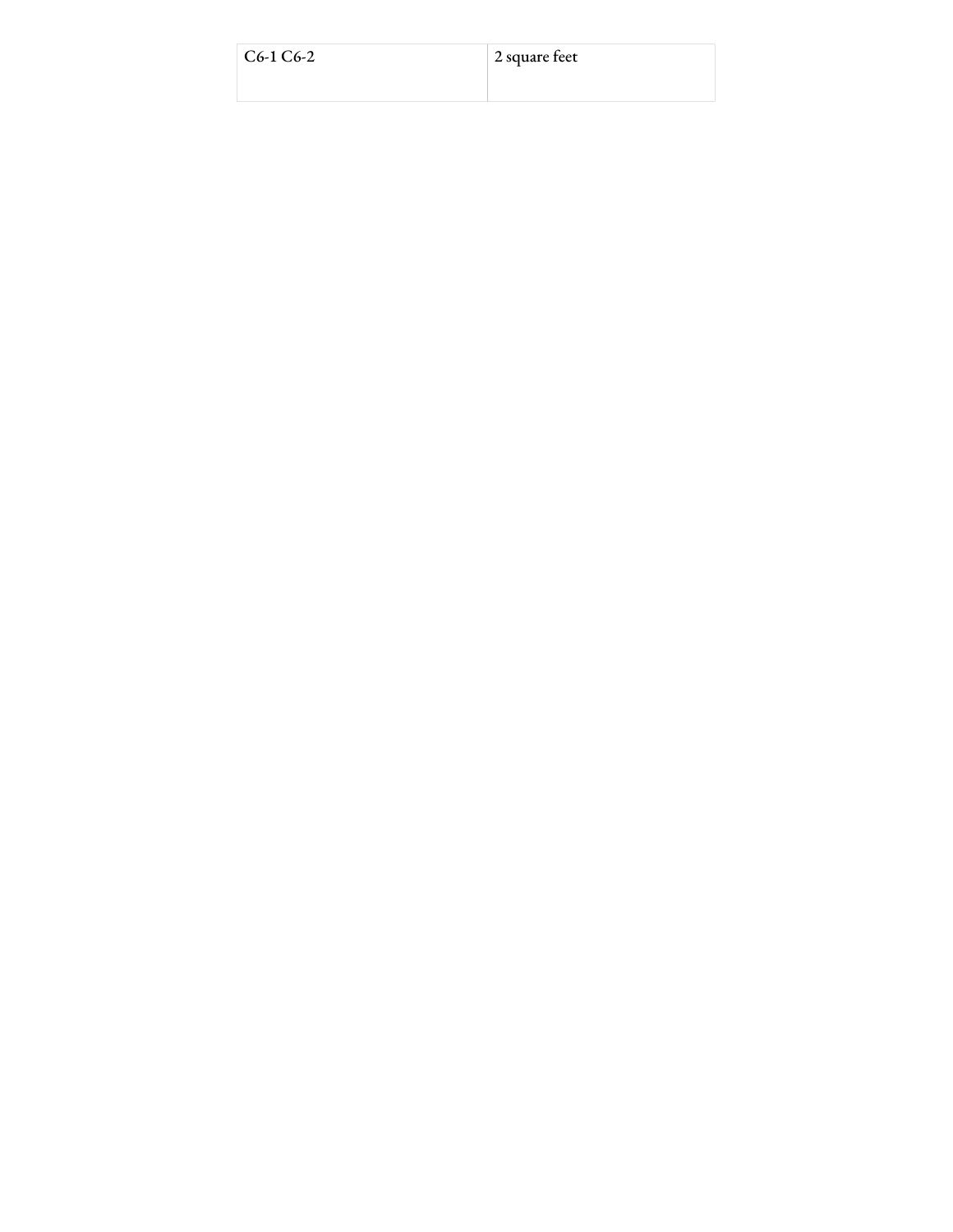| | |
|---|---|
| C6-1 C6-2 | 2 square feet |